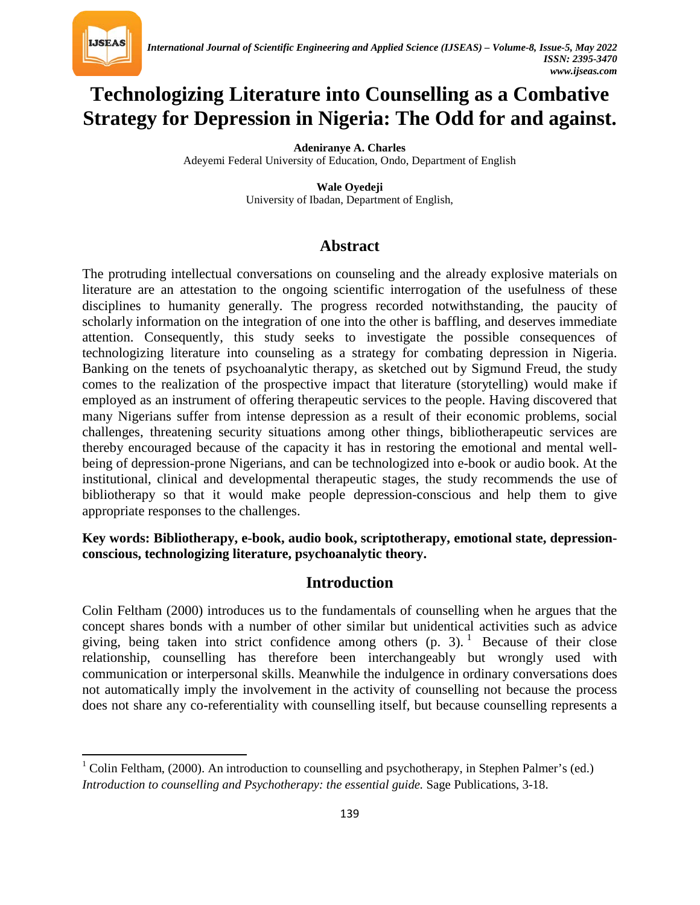# Technologizing Literature into Counselling as a Combative Strategy for Depression in Nigeria: The Odd for and against.

**Adeniranye A. Charles**
Adeyemi Federal University of Education, Ondo, Department of English

**Wale Oyedeji**
University of Ibadan, Department of English,

## Abstract

The protruding intellectual conversations on counseling and the already explosive materials on literature are an attestation to the ongoing scientific interrogation of the usefulness of these disciplines to humanity generally. The progress recorded notwithstanding, the paucity of scholarly information on the integration of one into the other is baffling, and deserves immediate attention. Consequently, this study seeks to investigate the possible consequences of technologizing literature into counseling as a strategy for combating depression in Nigeria. Banking on the tenets of psychoanalytic therapy, as sketched out by Sigmund Freud, the study comes to the realization of the prospective impact that literature (storytelling) would make if employed as an instrument of offering therapeutic services to the people. Having discovered that many Nigerians suffer from intense depression as a result of their economic problems, social challenges, threatening security situations among other things, bibliotherapeutic services are thereby encouraged because of the capacity it has in restoring the emotional and mental well-being of depression-prone Nigerians, and can be technologized into e-book or audio book. At the institutional, clinical and developmental therapeutic stages, the study recommends the use of bibliotherapy so that it would make people depression-conscious and help them to give appropriate responses to the challenges.

**Key words: Bibliotherapy, e-book, audio book, scriptotherapy, emotional state, depression-conscious, technologizing literature, psychoanalytic theory.**

## Introduction

Colin Feltham (2000) introduces us to the fundamentals of counselling when he argues that the concept shares bonds with a number of other similar but unidentical activities such as advice giving, being taken into strict confidence among others (p. 3).[1] Because of their close relationship, counselling has therefore been interchangeably but wrongly used with communication or interpersonal skills. Meanwhile the indulgence in ordinary conversations does not automatically imply the involvement in the activity of counselling not because the process does not share any co-referentiality with counselling itself, but because counselling represents a

[1] Colin Feltham, (2000). An introduction to counselling and psychotherapy, in Stephen Palmer's (ed.) *Introduction to counselling and Psychotherapy: the essential guide.* Sage Publications, 3-18.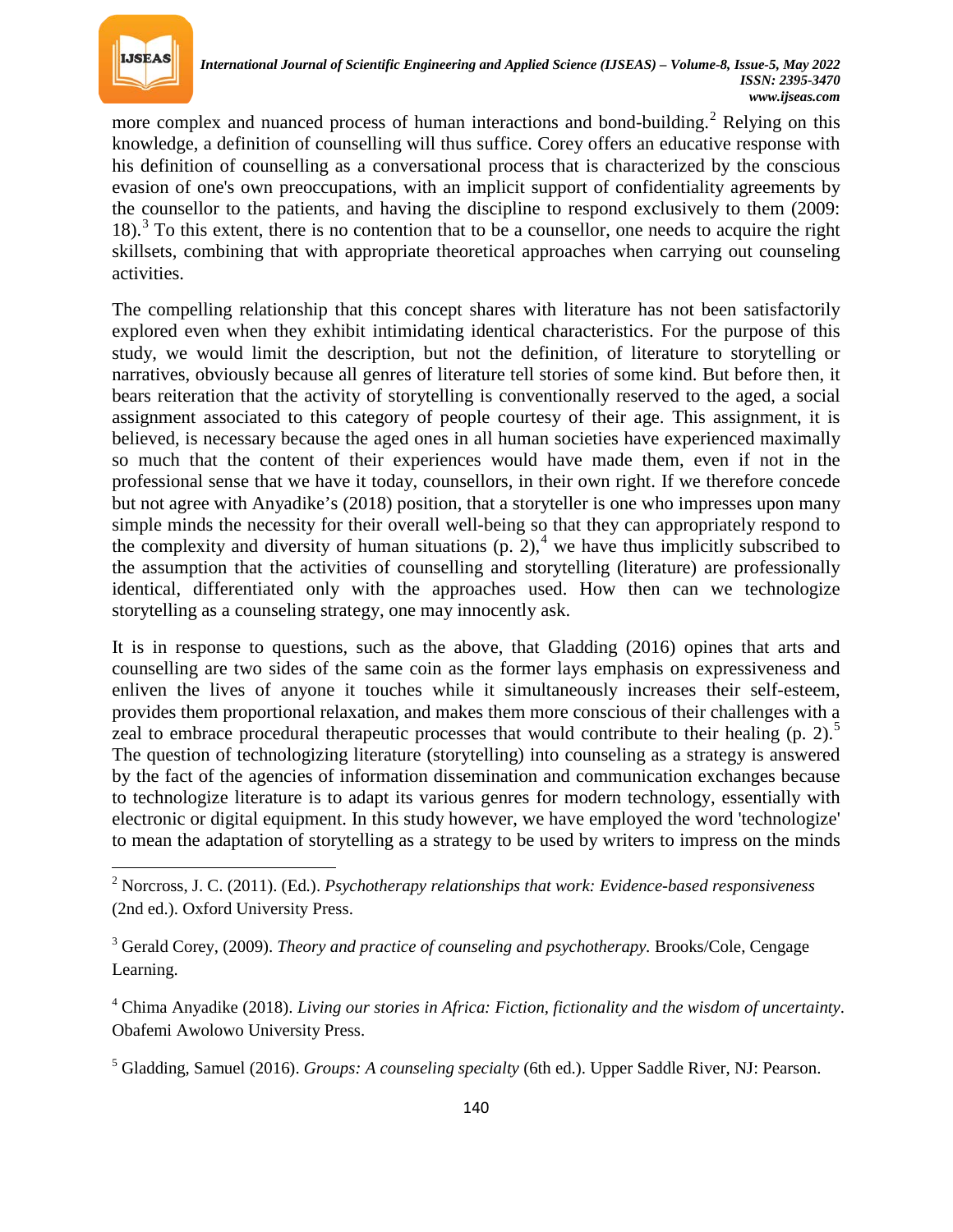more complex and nuanced process of human interactions and bond-building.[2] Relying on this knowledge, a definition of counselling will thus suffice. Corey offers an educative response with his definition of counselling as a conversational process that is characterized by the conscious evasion of one's own preoccupations, with an implicit support of confidentiality agreements by the counsellor to the patients, and having the discipline to respond exclusively to them (2009: 18).[3] To this extent, there is no contention that to be a counsellor, one needs to acquire the right skillsets, combining that with appropriate theoretical approaches when carrying out counseling activities.

The compelling relationship that this concept shares with literature has not been satisfactorily explored even when they exhibit intimidating identical characteristics. For the purpose of this study, we would limit the description, but not the definition, of literature to storytelling or narratives, obviously because all genres of literature tell stories of some kind. But before then, it bears reiteration that the activity of storytelling is conventionally reserved to the aged, a social assignment associated to this category of people courtesy of their age. This assignment, it is believed, is necessary because the aged ones in all human societies have experienced maximally so much that the content of their experiences would have made them, even if not in the professional sense that we have it today, counsellors, in their own right. If we therefore concede but not agree with Anyadike's (2018) position, that a storyteller is one who impresses upon many simple minds the necessity for their overall well-being so that they can appropriately respond to the complexity and diversity of human situations (p. 2),[4] we have thus implicitly subscribed to the assumption that the activities of counselling and storytelling (literature) are professionally identical, differentiated only with the approaches used. How then can we technologize storytelling as a counseling strategy, one may innocently ask.

It is in response to questions, such as the above, that Gladding (2016) opines that arts and counselling are two sides of the same coin as the former lays emphasis on expressiveness and enliven the lives of anyone it touches while it simultaneously increases their self-esteem, provides them proportional relaxation, and makes them more conscious of their challenges with a zeal to embrace procedural therapeutic processes that would contribute to their healing (p. 2).[5] The question of technologizing literature (storytelling) into counseling as a strategy is answered by the fact of the agencies of information dissemination and communication exchanges because to technologize literature is to adapt its various genres for modern technology, essentially with electronic or digital equipment. In this study however, we have employed the word 'technologize' to mean the adaptation of storytelling as a strategy to be used by writers to impress on the minds

---

[2] Norcross, J. C. (2011). (Ed.). *Psychotherapy relationships that work: Evidence-based responsiveness* (2nd ed.). Oxford University Press.

[3] Gerald Corey, (2009). *Theory and practice of counseling and psychotherapy.* Brooks/Cole, Cengage Learning.

[4] Chima Anyadike (2018). *Living our stories in Africa: Fiction, fictionality and the wisdom of uncertainty*. Obafemi Awolowo University Press.

[5] Gladding, Samuel (2016). *Groups: A counseling specialty* (6th ed.). Upper Saddle River, NJ: Pearson.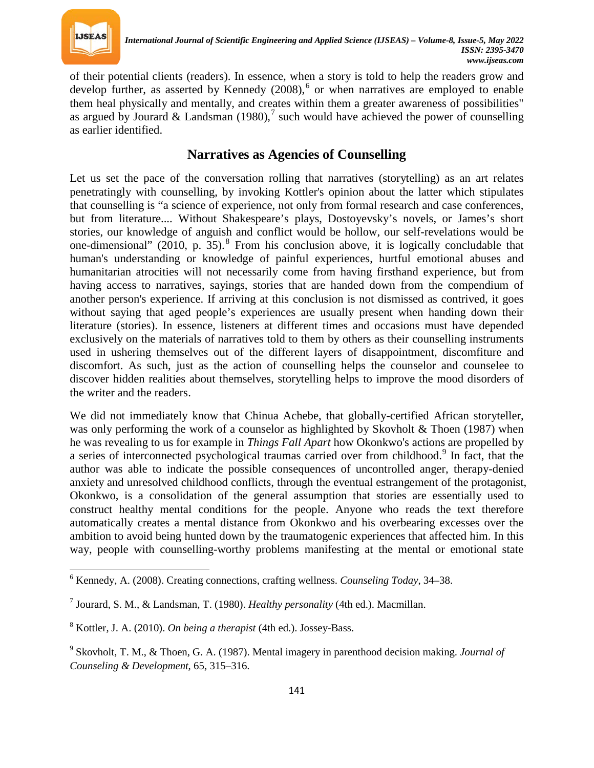of their potential clients (readers). In essence, when a story is told to help the readers grow and develop further, as asserted by Kennedy (2008),[6] or when narratives are employed to enable them heal physically and mentally, and creates within them a greater awareness of possibilities" as argued by Jourard & Landsman (1980),[7] such would have achieved the power of counselling as earlier identified.

## Narratives as Agencies of Counselling

Let us set the pace of the conversation rolling that narratives (storytelling) as an art relates penetratingly with counselling, by invoking Kottler's opinion about the latter which stipulates that counselling is "a science of experience, not only from formal research and case conferences, but from literature.... Without Shakespeare's plays, Dostoyevsky's novels, or James's short stories, our knowledge of anguish and conflict would be hollow, our self-revelations would be one-dimensional" (2010, p. 35).[8] From his conclusion above, it is logically concludable that human's understanding or knowledge of painful experiences, hurtful emotional abuses and humanitarian atrocities will not necessarily come from having firsthand experience, but from having access to narratives, sayings, stories that are handed down from the compendium of another person's experience. If arriving at this conclusion is not dismissed as contrived, it goes without saying that aged people's experiences are usually present when handing down their literature (stories). In essence, listeners at different times and occasions must have depended exclusively on the materials of narratives told to them by others as their counselling instruments used in ushering themselves out of the different layers of disappointment, discomfiture and discomfort. As such, just as the action of counselling helps the counselor and counselee to discover hidden realities about themselves, storytelling helps to improve the mood disorders of the writer and the readers.

We did not immediately know that Chinua Achebe, that globally-certified African storyteller, was only performing the work of a counselor as highlighted by Skovholt & Thoen (1987) when he was revealing to us for example in *Things Fall Apart* how Okonkwo's actions are propelled by a series of interconnected psychological traumas carried over from childhood.[9] In fact, that the author was able to indicate the possible consequences of uncontrolled anger, therapy-denied anxiety and unresolved childhood conflicts, through the eventual estrangement of the protagonist, Okonkwo, is a consolidation of the general assumption that stories are essentially used to construct healthy mental conditions for the people. Anyone who reads the text therefore automatically creates a mental distance from Okonkwo and his overbearing excesses over the ambition to avoid being hunted down by the traumatogenic experiences that affected him. In this way, people with counselling-worthy problems manifesting at the mental or emotional state

---

[6] Kennedy, A. (2008). Creating connections, crafting wellness. *Counseling Today*, 34–38.

[7] Jourard, S. M., & Landsman, T. (1980). *Healthy personality* (4th ed.). Macmillan.

[8] Kottler, J. A. (2010). *On being a therapist* (4th ed.). Jossey-Bass.

[9] Skovholt, T. M., & Thoen, G. A. (1987). Mental imagery in parenthood decision making. *Journal of Counseling & Development*, 65, 315–316.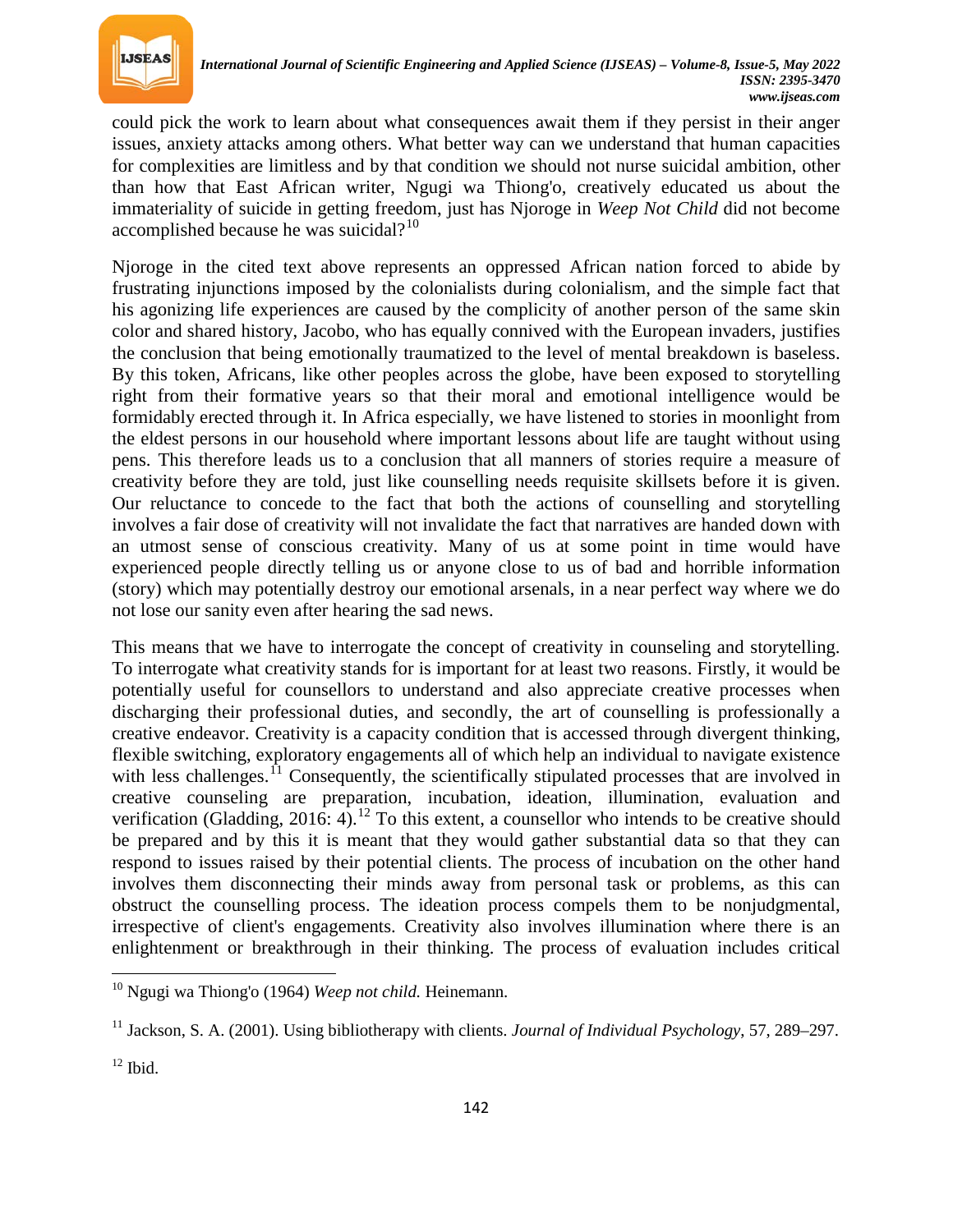could pick the work to learn about what consequences await them if they persist in their anger issues, anxiety attacks among others. What better way can we understand that human capacities for complexities are limitless and by that condition we should not nurse suicidal ambition, other than how that East African writer, Ngugi wa Thiong'o, creatively educated us about the immateriality of suicide in getting freedom, just has Njoroge in *Weep Not Child* did not become accomplished because he was suicidal?[10]

Njoroge in the cited text above represents an oppressed African nation forced to abide by frustrating injunctions imposed by the colonialists during colonialism, and the simple fact that his agonizing life experiences are caused by the complicity of another person of the same skin color and shared history, Jacobo, who has equally connived with the European invaders, justifies the conclusion that being emotionally traumatized to the level of mental breakdown is baseless. By this token, Africans, like other peoples across the globe, have been exposed to storytelling right from their formative years so that their moral and emotional intelligence would be formidably erected through it. In Africa especially, we have listened to stories in moonlight from the eldest persons in our household where important lessons about life are taught without using pens. This therefore leads us to a conclusion that all manners of stories require a measure of creativity before they are told, just like counselling needs requisite skillsets before it is given. Our reluctance to concede to the fact that both the actions of counselling and storytelling involves a fair dose of creativity will not invalidate the fact that narratives are handed down with an utmost sense of conscious creativity. Many of us at some point in time would have experienced people directly telling us or anyone close to us of bad and horrible information (story) which may potentially destroy our emotional arsenals, in a near perfect way where we do not lose our sanity even after hearing the sad news.

This means that we have to interrogate the concept of creativity in counseling and storytelling. To interrogate what creativity stands for is important for at least two reasons. Firstly, it would be potentially useful for counsellors to understand and also appreciate creative processes when discharging their professional duties, and secondly, the art of counselling is professionally a creative endeavor. Creativity is a capacity condition that is accessed through divergent thinking, flexible switching, exploratory engagements all of which help an individual to navigate existence with less challenges.[11] Consequently, the scientifically stipulated processes that are involved in creative counseling are preparation, incubation, ideation, illumination, evaluation and verification (Gladding, 2016: 4).[12] To this extent, a counsellor who intends to be creative should be prepared and by this it is meant that they would gather substantial data so that they can respond to issues raised by their potential clients. The process of incubation on the other hand involves them disconnecting their minds away from personal task or problems, as this can obstruct the counselling process. The ideation process compels them to be nonjudgmental, irrespective of client's engagements. Creativity also involves illumination where there is an enlightenment or breakthrough in their thinking. The process of evaluation includes critical

---

[10] Ngugi wa Thiong'o (1964) *Weep not child.* Heinemann.

[11] Jackson, S. A. (2001). Using bibliotherapy with clients. *Journal of Individual Psychology*, 57, 289–297.

[12] Ibid.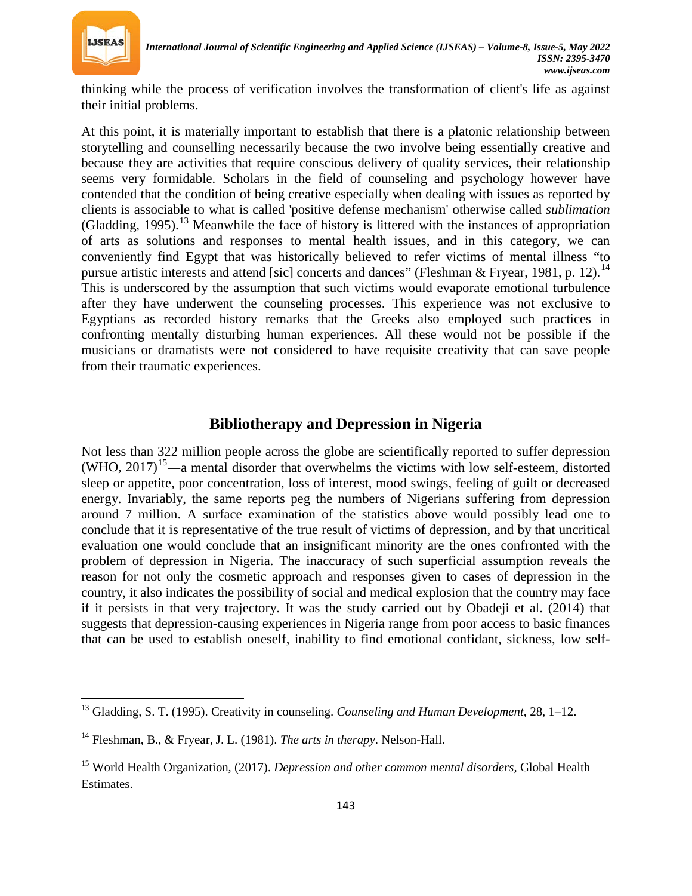thinking while the process of verification involves the transformation of client's life as against their initial problems.

At this point, it is materially important to establish that there is a platonic relationship between storytelling and counselling necessarily because the two involve being essentially creative and because they are activities that require conscious delivery of quality services, their relationship seems very formidable. Scholars in the field of counseling and psychology however have contended that the condition of being creative especially when dealing with issues as reported by clients is associable to what is called 'positive defense mechanism' otherwise called *sublimation* (Gladding, 1995).[13] Meanwhile the face of history is littered with the instances of appropriation of arts as solutions and responses to mental health issues, and in this category, we can conveniently find Egypt that was historically believed to refer victims of mental illness "to pursue artistic interests and attend [sic] concerts and dances" (Fleshman & Fryear, 1981, p. 12).[14] This is underscored by the assumption that such victims would evaporate emotional turbulence after they have underwent the counseling processes. This experience was not exclusive to Egyptians as recorded history remarks that the Greeks also employed such practices in confronting mentally disturbing human experiences. All these would not be possible if the musicians or dramatists were not considered to have requisite creativity that can save people from their traumatic experiences.

## Bibliotherapy and Depression in Nigeria

Not less than 322 million people across the globe are scientifically reported to suffer depression (WHO, 2017)[15]—a mental disorder that overwhelms the victims with low self-esteem, distorted sleep or appetite, poor concentration, loss of interest, mood swings, feeling of guilt or decreased energy. Invariably, the same reports peg the numbers of Nigerians suffering from depression around 7 million. A surface examination of the statistics above would possibly lead one to conclude that it is representative of the true result of victims of depression, and by that uncritical evaluation one would conclude that an insignificant minority are the ones confronted with the problem of depression in Nigeria. The inaccuracy of such superficial assumption reveals the reason for not only the cosmetic approach and responses given to cases of depression in the country, it also indicates the possibility of social and medical explosion that the country may face if it persists in that very trajectory. It was the study carried out by Obadeji et al. (2014) that suggests that depression-causing experiences in Nigeria range from poor access to basic finances that can be used to establish oneself, inability to find emotional confidant, sickness, low self-

---

[13] Gladding, S. T. (1995). Creativity in counseling. *Counseling and Human Development*, 28, 1–12.

[14] Fleshman, B., & Fryear, J. L. (1981). *The arts in therapy*. Nelson-Hall.

[15] World Health Organization, (2017). *Depression and other common mental disorders,* Global Health Estimates.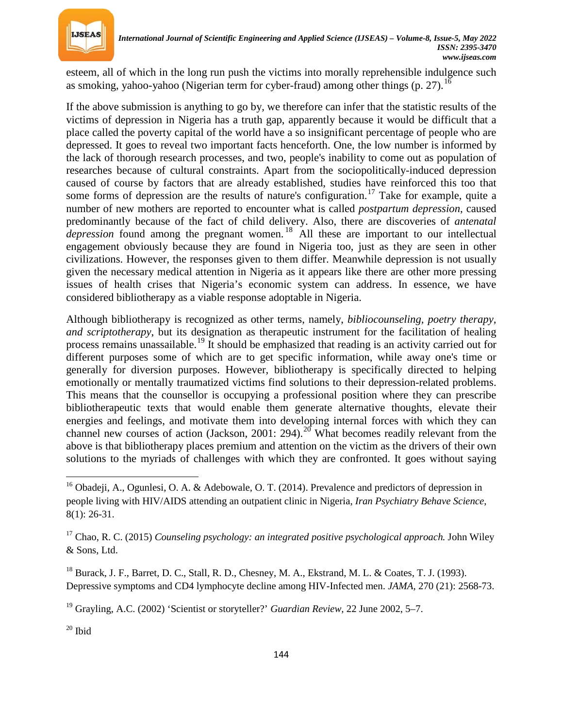esteem, all of which in the long run push the victims into morally reprehensible indulgence such as smoking, yahoo-yahoo (Nigerian term for cyber-fraud) among other things (p. 27).[16]

If the above submission is anything to go by, we therefore can infer that the statistic results of the victims of depression in Nigeria has a truth gap, apparently because it would be difficult that a place called the poverty capital of the world have a so insignificant percentage of people who are depressed. It goes to reveal two important facts henceforth. One, the low number is informed by the lack of thorough research processes, and two, people's inability to come out as population of researches because of cultural constraints. Apart from the sociopolitically-induced depression caused of course by factors that are already established, studies have reinforced this too that some forms of depression are the results of nature's configuration.[17] Take for example, quite a number of new mothers are reported to encounter what is called *postpartum depression*, caused predominantly because of the fact of child delivery. Also, there are discoveries of *antenatal depression* found among the pregnant women.[18] All these are important to our intellectual engagement obviously because they are found in Nigeria too, just as they are seen in other civilizations. However, the responses given to them differ. Meanwhile depression is not usually given the necessary medical attention in Nigeria as it appears like there are other more pressing issues of health crises that Nigeria's economic system can address. In essence, we have considered bibliotherapy as a viable response adoptable in Nigeria.

Although bibliotherapy is recognized as other terms, namely, *bibliocounseling, poetry therapy, and scriptotherapy*, but its designation as therapeutic instrument for the facilitation of healing process remains unassailable.[19] It should be emphasized that reading is an activity carried out for different purposes some of which are to get specific information, while away one's time or generally for diversion purposes. However, bibliotherapy is specifically directed to helping emotionally or mentally traumatized victims find solutions to their depression-related problems. This means that the counsellor is occupying a professional position where they can prescribe bibliotherapeutic texts that would enable them generate alternative thoughts, elevate their energies and feelings, and motivate them into developing internal forces with which they can channel new courses of action (Jackson, 2001: 294).[20] What becomes readily relevant from the above is that bibliotherapy places premium and attention on the victim as the drivers of their own solutions to the myriads of challenges with which they are confronted. It goes without saying

---

[16] Obadeji, A., Ogunlesi, O. A. & Adebowale, O. T. (2014). Prevalence and predictors of depression in people living with HIV/AIDS attending an outpatient clinic in Nigeria, *Iran Psychiatry Behave Science*, 8(1): 26-31.

[17] Chao, R. C. (2015) *Counseling psychology: an integrated positive psychological approach.* John Wiley & Sons, Ltd.

[18] Burack, J. F., Barret, D. C., Stall, R. D., Chesney, M. A., Ekstrand, M. L. & Coates, T. J. (1993). Depressive symptoms and CD4 lymphocyte decline among HIV-Infected men. *JAMA*, 270 (21): 2568-73.

[19] Grayling, A.C. (2002) 'Scientist or storyteller?' *Guardian Review*, 22 June 2002, 5–7.

[20] Ibid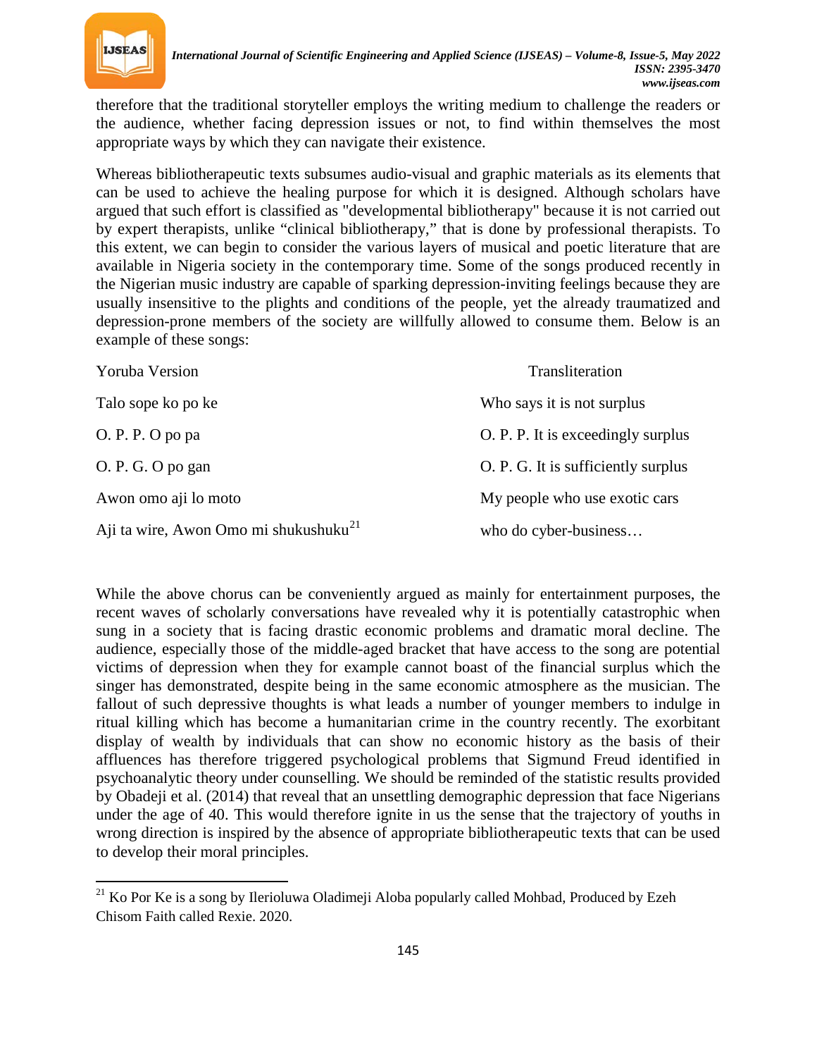therefore that the traditional storyteller employs the writing medium to challenge the readers or the audience, whether facing depression issues or not, to find within themselves the most appropriate ways by which they can navigate their existence.

Whereas bibliotherapeutic texts subsumes audio-visual and graphic materials as its elements that can be used to achieve the healing purpose for which it is designed. Although scholars have argued that such effort is classified as "developmental bibliotherapy" because it is not carried out by expert therapists, unlike "clinical bibliotherapy," that is done by professional therapists. To this extent, we can begin to consider the various layers of musical and poetic literature that are available in Nigeria society in the contemporary time. Some of the songs produced recently in the Nigerian music industry are capable of sparking depression-inviting feelings because they are usually insensitive to the plights and conditions of the people, yet the already traumatized and depression-prone members of the society are willfully allowed to consume them. Below is an example of these songs:

| Yoruba Version | Transliteration |
|---|---|
| Talo sope ko po ke | Who says it is not surplus |
| O. P. P. O po pa | O. P. P. It is exceedingly surplus |
| O. P. G. O po gan | O. P. G. It is sufficiently surplus |
| Awon omo aji lo moto | My people who use exotic cars |
| Aji ta wire, Awon Omo mi shukushuku[21] | who do cyber-business… |

While the above chorus can be conveniently argued as mainly for entertainment purposes, the recent waves of scholarly conversations have revealed why it is potentially catastrophic when sung in a society that is facing drastic economic problems and dramatic moral decline. The audience, especially those of the middle-aged bracket that have access to the song are potential victims of depression when they for example cannot boast of the financial surplus which the singer has demonstrated, despite being in the same economic atmosphere as the musician. The fallout of such depressive thoughts is what leads a number of younger members to indulge in ritual killing which has become a humanitarian crime in the country recently. The exorbitant display of wealth by individuals that can show no economic history as the basis of their affluences has therefore triggered psychological problems that Sigmund Freud identified in psychoanalytic theory under counselling. We should be reminded of the statistic results provided by Obadeji et al. (2014) that reveal that an unsettling demographic depression that face Nigerians under the age of 40. This would therefore ignite in us the sense that the trajectory of youths in wrong direction is inspired by the absence of appropriate bibliotherapeutic texts that can be used to develop their moral principles.

[21] Ko Por Ke is a song by Ilerioluwa Oladimeji Aloba popularly called Mohbad, Produced by Ezeh Chisom Faith called Rexie. 2020.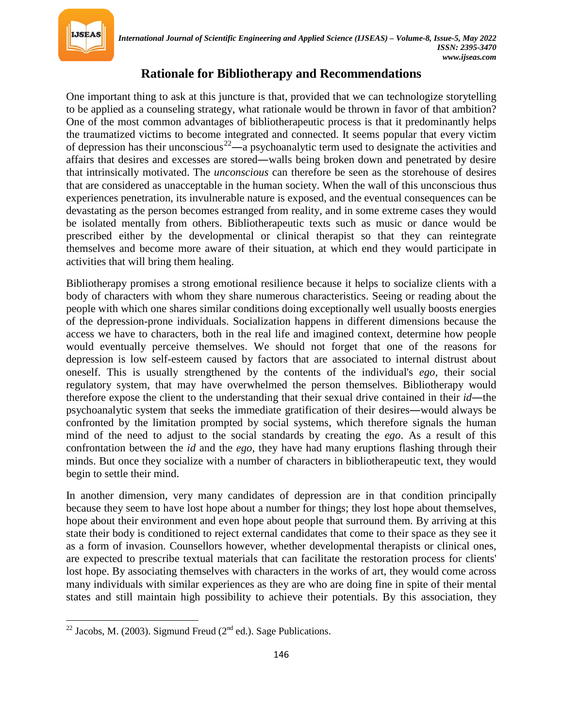## Rationale for Bibliotherapy and Recommendations

One important thing to ask at this juncture is that, provided that we can technologize storytelling to be applied as a counseling strategy, what rationale would be thrown in favor of that ambition? One of the most common advantages of bibliotherapeutic process is that it predominantly helps the traumatized victims to become integrated and connected. It seems popular that every victim of depression has their unconscious[22]—a psychoanalytic term used to designate the activities and affairs that desires and excesses are stored—walls being broken down and penetrated by desire that intrinsically motivated. The *unconscious* can therefore be seen as the storehouse of desires that are considered as unacceptable in the human society. When the wall of this unconscious thus experiences penetration, its invulnerable nature is exposed, and the eventual consequences can be devastating as the person becomes estranged from reality, and in some extreme cases they would be isolated mentally from others. Bibliotherapeutic texts such as music or dance would be prescribed either by the developmental or clinical therapist so that they can reintegrate themselves and become more aware of their situation, at which end they would participate in activities that will bring them healing.

Bibliotherapy promises a strong emotional resilience because it helps to socialize clients with a body of characters with whom they share numerous characteristics. Seeing or reading about the people with which one shares similar conditions doing exceptionally well usually boosts energies of the depression-prone individuals. Socialization happens in different dimensions because the access we have to characters, both in the real life and imagined context, determine how people would eventually perceive themselves. We should not forget that one of the reasons for depression is low self-esteem caused by factors that are associated to internal distrust about oneself. This is usually strengthened by the contents of the individual's *ego*, their social regulatory system, that may have overwhelmed the person themselves. Bibliotherapy would therefore expose the client to the understanding that their sexual drive contained in their *id*—the psychoanalytic system that seeks the immediate gratification of their desires—would always be confronted by the limitation prompted by social systems, which therefore signals the human mind of the need to adjust to the social standards by creating the *ego*. As a result of this confrontation between the *id* and the *ego*, they have had many eruptions flashing through their minds. But once they socialize with a number of characters in bibliotherapeutic text, they would begin to settle their mind.

In another dimension, very many candidates of depression are in that condition principally because they seem to have lost hope about a number for things; they lost hope about themselves, hope about their environment and even hope about people that surround them. By arriving at this state their body is conditioned to reject external candidates that come to their space as they see it as a form of invasion. Counsellors however, whether developmental therapists or clinical ones, are expected to prescribe textual materials that can facilitate the restoration process for clients' lost hope. By associating themselves with characters in the works of art, they would come across many individuals with similar experiences as they are who are doing fine in spite of their mental states and still maintain high possibility to achieve their potentials. By this association, they

[22] Jacobs, M. (2003). Sigmund Freud (2nd ed.). Sage Publications.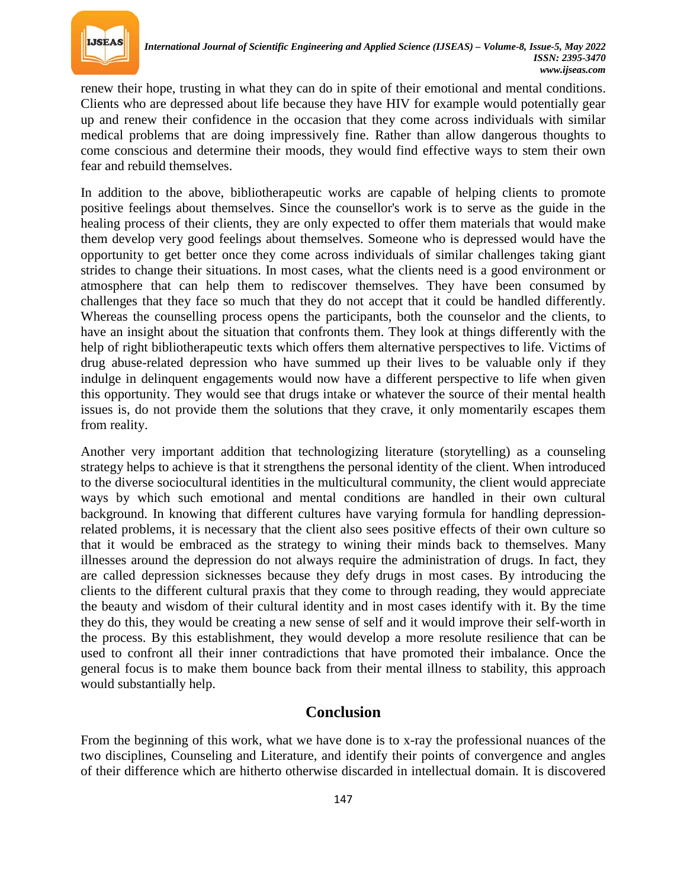renew their hope, trusting in what they can do in spite of their emotional and mental conditions. Clients who are depressed about life because they have HIV for example would potentially gear up and renew their confidence in the occasion that they come across individuals with similar medical problems that are doing impressively fine. Rather than allow dangerous thoughts to come conscious and determine their moods, they would find effective ways to stem their own fear and rebuild themselves.

In addition to the above, bibliotherapeutic works are capable of helping clients to promote positive feelings about themselves. Since the counsellor's work is to serve as the guide in the healing process of their clients, they are only expected to offer them materials that would make them develop very good feelings about themselves. Someone who is depressed would have the opportunity to get better once they come across individuals of similar challenges taking giant strides to change their situations. In most cases, what the clients need is a good environment or atmosphere that can help them to rediscover themselves. They have been consumed by challenges that they face so much that they do not accept that it could be handled differently. Whereas the counselling process opens the participants, both the counselor and the clients, to have an insight about the situation that confronts them. They look at things differently with the help of right bibliotherapeutic texts which offers them alternative perspectives to life. Victims of drug abuse-related depression who have summed up their lives to be valuable only if they indulge in delinquent engagements would now have a different perspective to life when given this opportunity. They would see that drugs intake or whatever the source of their mental health issues is, do not provide them the solutions that they crave, it only momentarily escapes them from reality.

Another very important addition that technologizing literature (storytelling) as a counseling strategy helps to achieve is that it strengthens the personal identity of the client. When introduced to the diverse sociocultural identities in the multicultural community, the client would appreciate ways by which such emotional and mental conditions are handled in their own cultural background. In knowing that different cultures have varying formula for handling depression-related problems, it is necessary that the client also sees positive effects of their own culture so that it would be embraced as the strategy to wining their minds back to themselves. Many illnesses around the depression do not always require the administration of drugs. In fact, they are called depression sicknesses because they defy drugs in most cases. By introducing the clients to the different cultural praxis that they come to through reading, they would appreciate the beauty and wisdom of their cultural identity and in most cases identify with it. By the time they do this, they would be creating a new sense of self and it would improve their self-worth in the process. By this establishment, they would develop a more resolute resilience that can be used to confront all their inner contradictions that have promoted their imbalance. Once the general focus is to make them bounce back from their mental illness to stability, this approach would substantially help.

## Conclusion

From the beginning of this work, what we have done is to x-ray the professional nuances of the two disciplines, Counseling and Literature, and identify their points of convergence and angles of their difference which are hitherto otherwise discarded in intellectual domain. It is discovered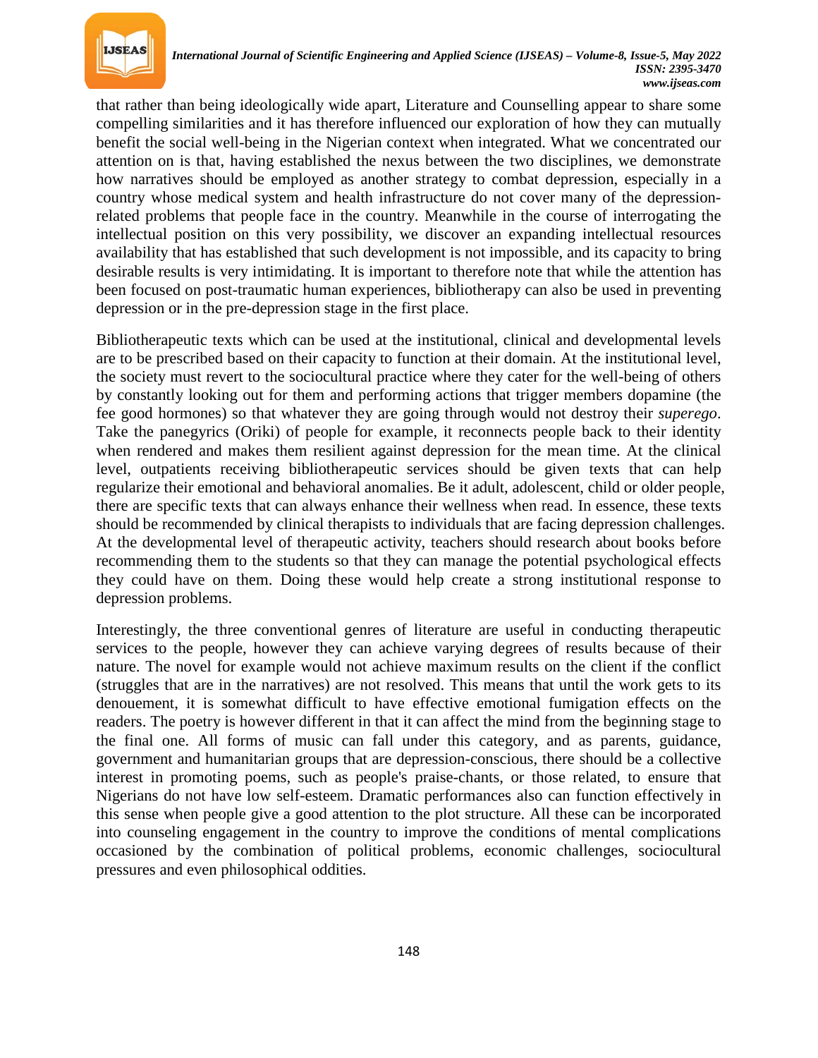that rather than being ideologically wide apart, Literature and Counselling appear to share some compelling similarities and it has therefore influenced our exploration of how they can mutually benefit the social well-being in the Nigerian context when integrated. What we concentrated our attention on is that, having established the nexus between the two disciplines, we demonstrate how narratives should be employed as another strategy to combat depression, especially in a country whose medical system and health infrastructure do not cover many of the depression-related problems that people face in the country. Meanwhile in the course of interrogating the intellectual position on this very possibility, we discover an expanding intellectual resources availability that has established that such development is not impossible, and its capacity to bring desirable results is very intimidating. It is important to therefore note that while the attention has been focused on post-traumatic human experiences, bibliotherapy can also be used in preventing depression or in the pre-depression stage in the first place.

Bibliotherapeutic texts which can be used at the institutional, clinical and developmental levels are to be prescribed based on their capacity to function at their domain. At the institutional level, the society must revert to the sociocultural practice where they cater for the well-being of others by constantly looking out for them and performing actions that trigger members dopamine (the fee good hormones) so that whatever they are going through would not destroy their *superego*. Take the panegyrics (Oriki) of people for example, it reconnects people back to their identity when rendered and makes them resilient against depression for the mean time. At the clinical level, outpatients receiving bibliotherapeutic services should be given texts that can help regularize their emotional and behavioral anomalies. Be it adult, adolescent, child or older people, there are specific texts that can always enhance their wellness when read. In essence, these texts should be recommended by clinical therapists to individuals that are facing depression challenges. At the developmental level of therapeutic activity, teachers should research about books before recommending them to the students so that they can manage the potential psychological effects they could have on them. Doing these would help create a strong institutional response to depression problems.

Interestingly, the three conventional genres of literature are useful in conducting therapeutic services to the people, however they can achieve varying degrees of results because of their nature. The novel for example would not achieve maximum results on the client if the conflict (struggles that are in the narratives) are not resolved. This means that until the work gets to its denouement, it is somewhat difficult to have effective emotional fumigation effects on the readers. The poetry is however different in that it can affect the mind from the beginning stage to the final one. All forms of music can fall under this category, and as parents, guidance, government and humanitarian groups that are depression-conscious, there should be a collective interest in promoting poems, such as people's praise-chants, or those related, to ensure that Nigerians do not have low self-esteem. Dramatic performances also can function effectively in this sense when people give a good attention to the plot structure. All these can be incorporated into counseling engagement in the country to improve the conditions of mental complications occasioned by the combination of political problems, economic challenges, sociocultural pressures and even philosophical oddities.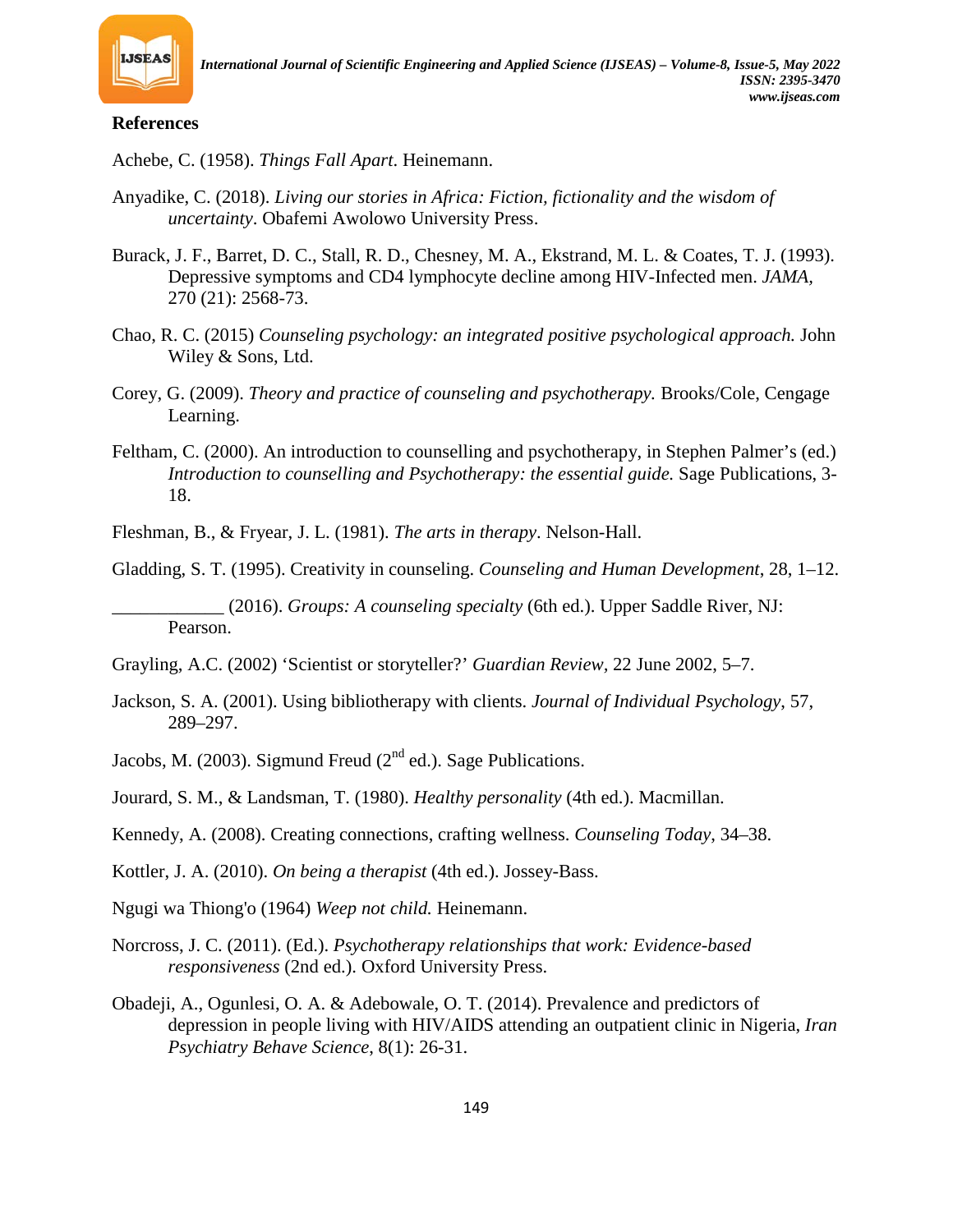## References

Achebe, C. (1958). *Things Fall Apart*. Heinemann.

Anyadike, C. (2018). *Living our stories in Africa: Fiction, fictionality and the wisdom of uncertainty*. Obafemi Awolowo University Press.

Burack, J. F., Barret, D. C., Stall, R. D., Chesney, M. A., Ekstrand, M. L. & Coates, T. J. (1993). Depressive symptoms and CD4 lymphocyte decline among HIV-Infected men. *JAMA*, 270 (21): 2568-73.

Chao, R. C. (2015) *Counseling psychology: an integrated positive psychological approach.* John Wiley & Sons, Ltd.

Corey, G. (2009). *Theory and practice of counseling and psychotherapy.* Brooks/Cole, Cengage Learning.

Feltham, C. (2000). An introduction to counselling and psychotherapy, in Stephen Palmer's (ed.) *Introduction to counselling and Psychotherapy: the essential guide.* Sage Publications, 3-18.

Fleshman, B., & Fryear, J. L. (1981). *The arts in therapy*. Nelson-Hall.

Gladding, S. T. (1995). Creativity in counseling. *Counseling and Human Development*, 28, 1–12.

____________ (2016). *Groups: A counseling specialty* (6th ed.). Upper Saddle River, NJ: Pearson.

Grayling, A.C. (2002) 'Scientist or storyteller?' *Guardian Review*, 22 June 2002, 5–7.

Jackson, S. A. (2001). Using bibliotherapy with clients. *Journal of Individual Psychology*, 57, 289–297.

Jacobs, M. (2003). Sigmund Freud (2nd ed.). Sage Publications.

Jourard, S. M., & Landsman, T. (1980). *Healthy personality* (4th ed.). Macmillan.

Kennedy, A. (2008). Creating connections, crafting wellness. *Counseling Today*, 34–38.

Kottler, J. A. (2010). *On being a therapist* (4th ed.). Jossey-Bass.

Ngugi wa Thiong'o (1964) *Weep not child.* Heinemann.

Norcross, J. C. (2011). (Ed.). *Psychotherapy relationships that work: Evidence-based responsiveness* (2nd ed.). Oxford University Press.

Obadeji, A., Ogunlesi, O. A. & Adebowale, O. T. (2014). Prevalence and predictors of depression in people living with HIV/AIDS attending an outpatient clinic in Nigeria, *Iran Psychiatry Behave Science*, 8(1): 26-31.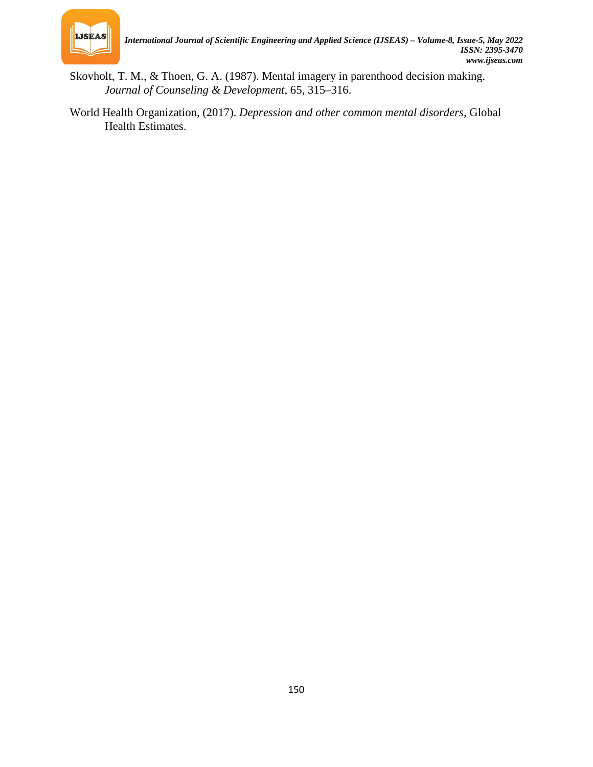Skovholt, T. M., & Thoen, G. A. (1987). Mental imagery in parenthood decision making. *Journal of Counseling & Development*, 65, 315–316.

World Health Organization, (2017). *Depression and other common mental disorders,* Global Health Estimates.